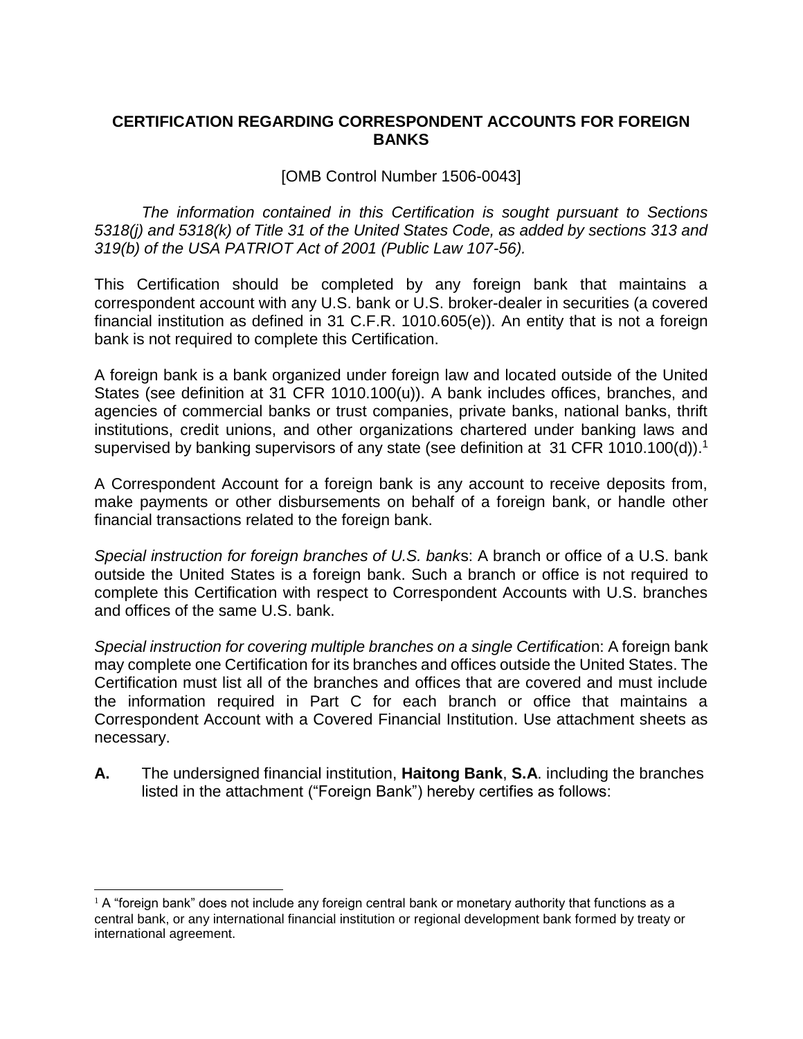## CERTIFICATION REGARDING CORRESPONDENT ACCOUNTS FOR FOREIGN BANKS

[OMB Control Number 1506-0043]

*The information contained in this Certification is sought pursuant to Sections 5318(j) and 5318(k) of Title 31 of the United States Code, as added by sections 313 and 319(b) of the USA PATRIOT Act of 2001 (Public Law 107-56).*

This Certification should be completed by any foreign bank that maintains a correspondent account with any U.S. bank or U.S. broker-dealer in securities (a covered financial institution as defined in 31 C.F.R. 1010.605(e)). An entity that is not a foreign bank is not required to complete this Certification.

A foreign bank is a bank organized under foreign law and located outside of the United States (see definition at 31 CFR 1010.100(u)). A bank includes offices, branches, and agencies of commercial banks or trust companies, private banks, national banks, thrift institutions, credit unions, and other organizations chartered under banking laws and supervised by banking supervisors of any state (see definition at 31 CFR 1010.100(d)).[1]

A Correspondent Account for a foreign bank is any account to receive deposits from, make payments or other disbursements on behalf of a foreign bank, or handle other financial transactions related to the foreign bank.

*Special instruction for foreign branches of U.S. banks*: A branch or office of a U.S. bank outside the United States is a foreign bank. Such a branch or office is not required to complete this Certification with respect to Correspondent Accounts with U.S. branches and offices of the same U.S. bank.

*Special instruction for covering multiple branches on a single Certification*: A foreign bank may complete one Certification for its branches and offices outside the United States. The Certification must list all of the branches and offices that are covered and must include the information required in Part C for each branch or office that maintains a Correspondent Account with a Covered Financial Institution. Use attachment sheets as necessary.

**A.** The undersigned financial institution, **Haitong Bank**, **S.A**. including the branches listed in the attachment ("Foreign Bank") hereby certifies as follows:

[1] A "foreign bank" does not include any foreign central bank or monetary authority that functions as a central bank, or any international financial institution or regional development bank formed by treaty or international agreement.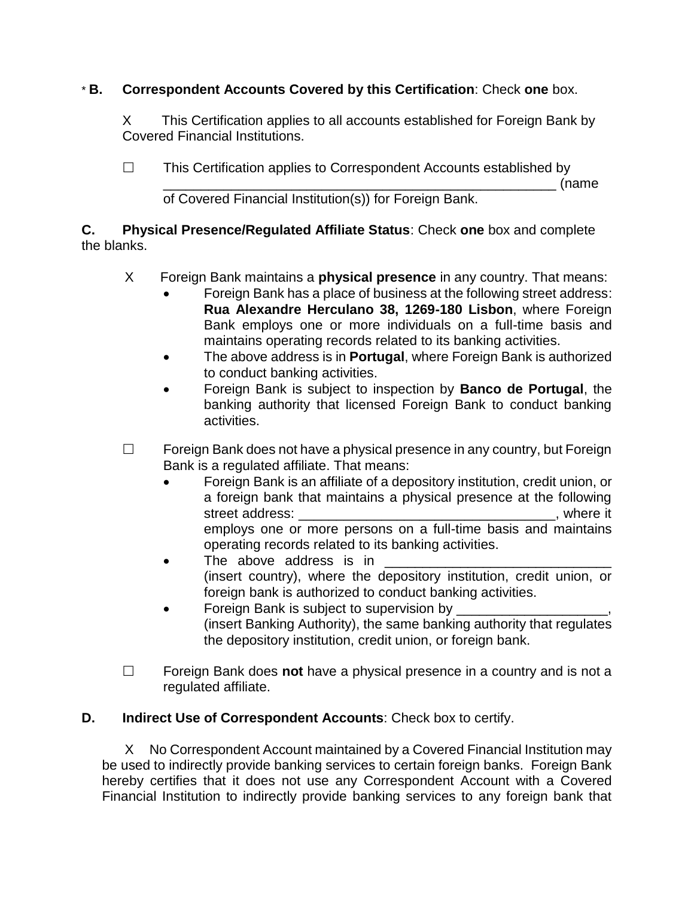\* **B. Correspondent Accounts Covered by this Certification**: Check **one** box.

X This Certification applies to all accounts established for Foreign Bank by Covered Financial Institutions.

☐ This Certification applies to Correspondent Accounts established by _____________________________________________________ (name of Covered Financial Institution(s)) for Foreign Bank.

**C. Physical Presence/Regulated Affiliate Status**: Check **one** box and complete the blanks.

X Foreign Bank maintains a **physical presence** in any country. That means:

- Foreign Bank has a place of business at the following street address: **Rua Alexandre Herculano 38, 1269-180 Lisbon**, where Foreign Bank employs one or more individuals on a full-time basis and maintains operating records related to its banking activities.
- The above address is in **Portugal**, where Foreign Bank is authorized to conduct banking activities.
- Foreign Bank is subject to inspection by **Banco de Portugal**, the banking authority that licensed Foreign Bank to conduct banking activities.

☐ Foreign Bank does not have a physical presence in any country, but Foreign Bank is a regulated affiliate. That means:

- Foreign Bank is an affiliate of a depository institution, credit union, or a foreign bank that maintains a physical presence at the following street address: __________________________________, where it employs one or more persons on a full-time basis and maintains operating records related to its banking activities.
- The above address is in _____________________________ (insert country), where the depository institution, credit union, or foreign bank is authorized to conduct banking activities.
- Foreign Bank is subject to supervision by ___________________, (insert Banking Authority), the same banking authority that regulates the depository institution, credit union, or foreign bank.

☐ Foreign Bank does **not** have a physical presence in a country and is not a regulated affiliate.

**D. Indirect Use of Correspondent Accounts**: Check box to certify.

X No Correspondent Account maintained by a Covered Financial Institution may be used to indirectly provide banking services to certain foreign banks. Foreign Bank hereby certifies that it does not use any Correspondent Account with a Covered Financial Institution to indirectly provide banking services to any foreign bank that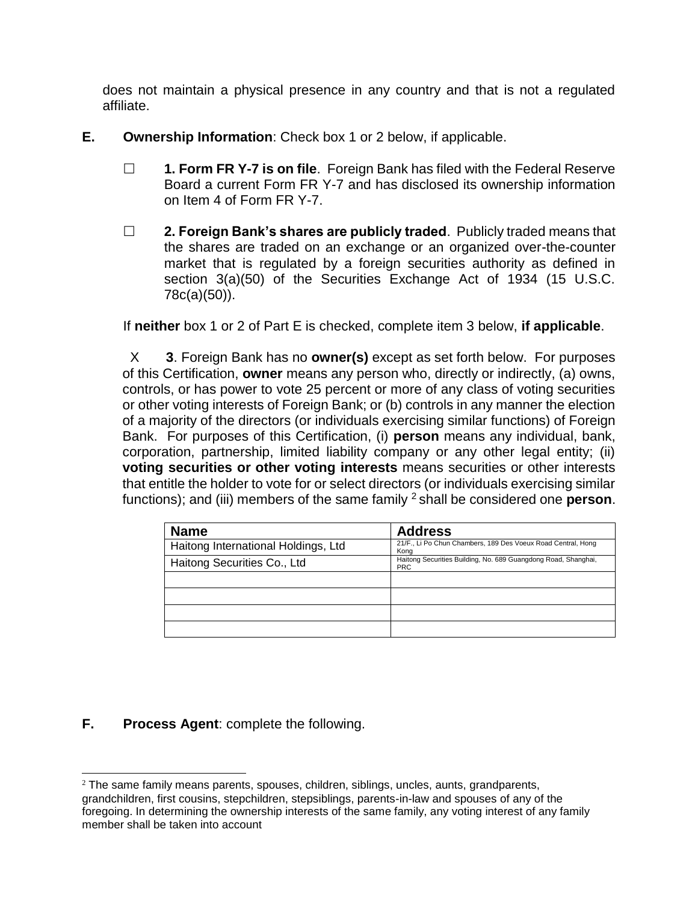does not maintain a physical presence in any country and that is not a regulated affiliate.

**E. Ownership Information**: Check box 1 or 2 below, if applicable.

☐ **1. Form FR Y-7 is on file**. Foreign Bank has filed with the Federal Reserve Board a current Form FR Y-7 and has disclosed its ownership information on Item 4 of Form FR Y-7.

☐ **2. Foreign Bank's shares are publicly traded**. Publicly traded means that the shares are traded on an exchange or an organized over-the-counter market that is regulated by a foreign securities authority as defined in section 3(a)(50) of the Securities Exchange Act of 1934 (15 U.S.C. 78c(a)(50)).

If **neither** box 1 or 2 of Part E is checked, complete item 3 below, **if applicable**.

X **3**. Foreign Bank has no **owner(s)** except as set forth below. For purposes of this Certification, **owner** means any person who, directly or indirectly, (a) owns, controls, or has power to vote 25 percent or more of any class of voting securities or other voting interests of Foreign Bank; or (b) controls in any manner the election of a majority of the directors (or individuals exercising similar functions) of Foreign Bank. For purposes of this Certification, (i) **person** means any individual, bank, corporation, partnership, limited liability company or any other legal entity; (ii) **voting securities or other voting interests** means securities or other interests that entitle the holder to vote for or select directors (or individuals exercising similar functions); and (iii) members of the same family [2] shall be considered one **person**.

| Name | Address |
|---|---|
| Haitong International Holdings, Ltd | 21/F., Li Po Chun Chambers, 189 Des Voeux Road Central, Hong Kong |
| Haitong Securities Co., Ltd | Haitong Securities Building, No. 689 Guangdong Road, Shanghai, PRC |
| | |
| | |
| | |
| | |

**F. Process Agent**: complete the following.

[2] The same family means parents, spouses, children, siblings, uncles, aunts, grandparents, grandchildren, first cousins, stepchildren, stepsiblings, parents-in-law and spouses of any of the foregoing. In determining the ownership interests of the same family, any voting interest of any family member shall be taken into account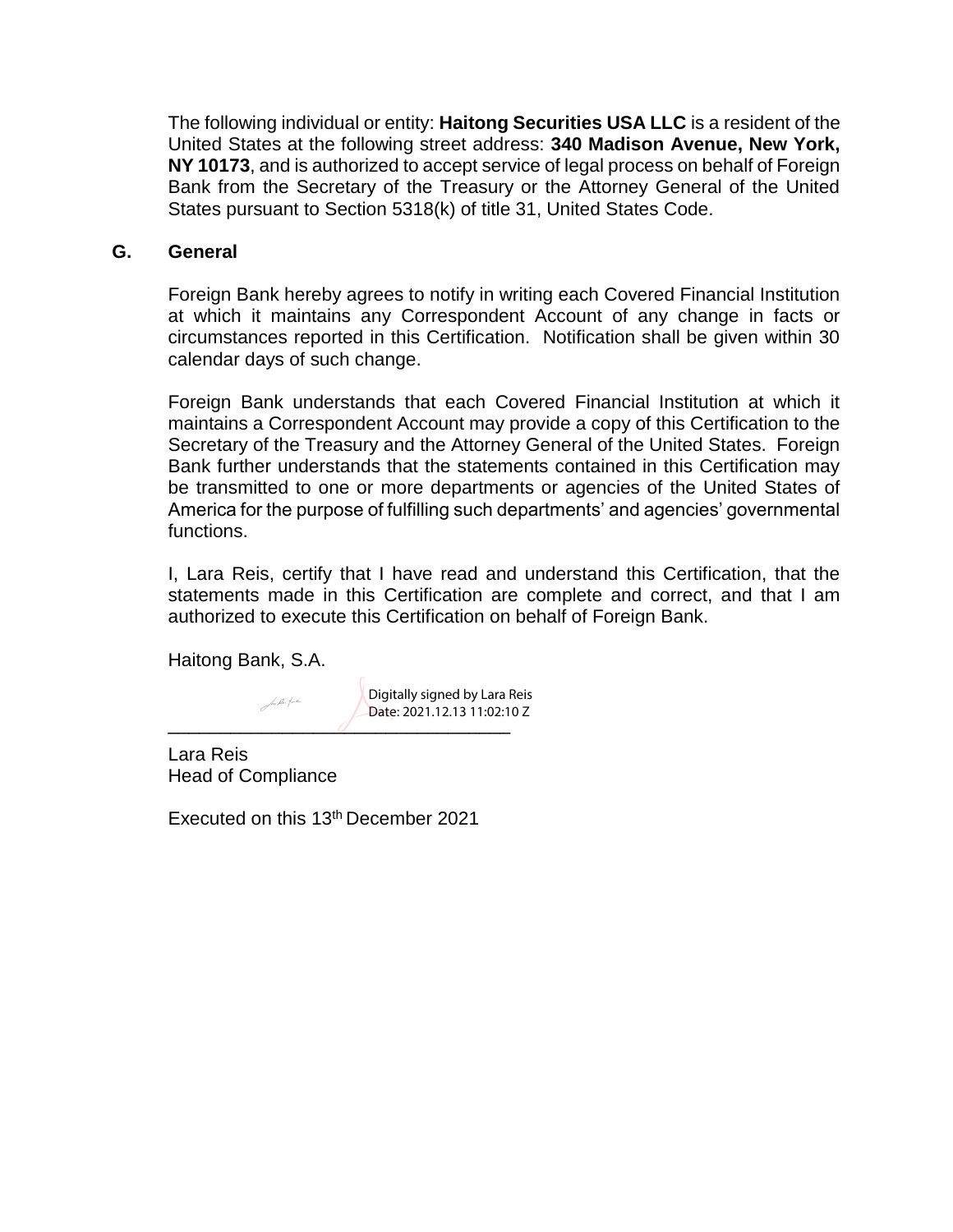The following individual or entity: **Haitong Securities USA LLC** is a resident of the United States at the following street address: **340 Madison Avenue, New York, NY 10173**, and is authorized to accept service of legal process on behalf of Foreign Bank from the Secretary of the Treasury or the Attorney General of the United States pursuant to Section 5318(k) of title 31, United States Code.

## G. General

Foreign Bank hereby agrees to notify in writing each Covered Financial Institution at which it maintains any Correspondent Account of any change in facts or circumstances reported in this Certification. Notification shall be given within 30 calendar days of such change.

Foreign Bank understands that each Covered Financial Institution at which it maintains a Correspondent Account may provide a copy of this Certification to the Secretary of the Treasury and the Attorney General of the United States. Foreign Bank further understands that the statements contained in this Certification may be transmitted to one or more departments or agencies of the United States of America for the purpose of fulfilling such departments' and agencies' governmental functions.

I, Lara Reis, certify that I have read and understand this Certification, that the statements made in this Certification are complete and correct, and that I am authorized to execute this Certification on behalf of Foreign Bank.

Haitong Bank, S.A.

Digitally signed by Lara Reis
Date: 2021.12.13 11:02:10 Z

\_\_\_\_\_\_\_\_\_\_\_\_\_\_\_\_\_\_\_\_\_\_\_\_\_\_\_\_\_\_\_\_\_\_\_\_

Lara Reis
Head of Compliance

Executed on this 13th December 2021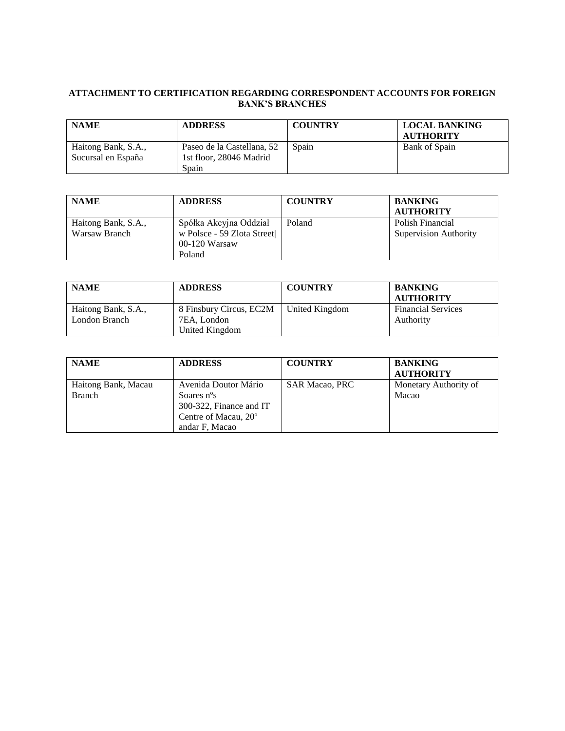**ATTACHMENT TO CERTIFICATION REGARDING CORRESPONDENT ACCOUNTS FOR FOREIGN BANK'S BRANCHES**

| NAME | ADDRESS | COUNTRY | LOCAL BANKING AUTHORITY |
|---|---|---|---|
| Haitong Bank, S.A., Sucursal en España | Paseo de la Castellana, 52 1st floor, 28046 Madrid Spain | Spain | Bank of Spain |

| NAME | ADDRESS | COUNTRY | BANKING AUTHORITY |
|---|---|---|---|
| Haitong Bank, S.A., Warsaw Branch | Spółka Akcyjna Oddział w Polsce - 59 Zlota Street 00-120 Warsaw Poland | Poland | Polish Financial Supervision Authority |

| NAME | ADDRESS | COUNTRY | BANKING AUTHORITY |
|---|---|---|---|
| Haitong Bank, S.A., London Branch | 8 Finsbury Circus, EC2M 7EA, London United Kingdom | United Kingdom | Financial Services Authority |

| NAME | ADDRESS | COUNTRY | BANKING AUTHORITY |
|---|---|---|---|
| Haitong Bank, Macau Branch | Avenida Doutor Mário Soares nºs 300-322, Finance and IT Centre of Macau, 20º andar F, Macao | SAR Macao, PRC | Monetary Authority of Macao |